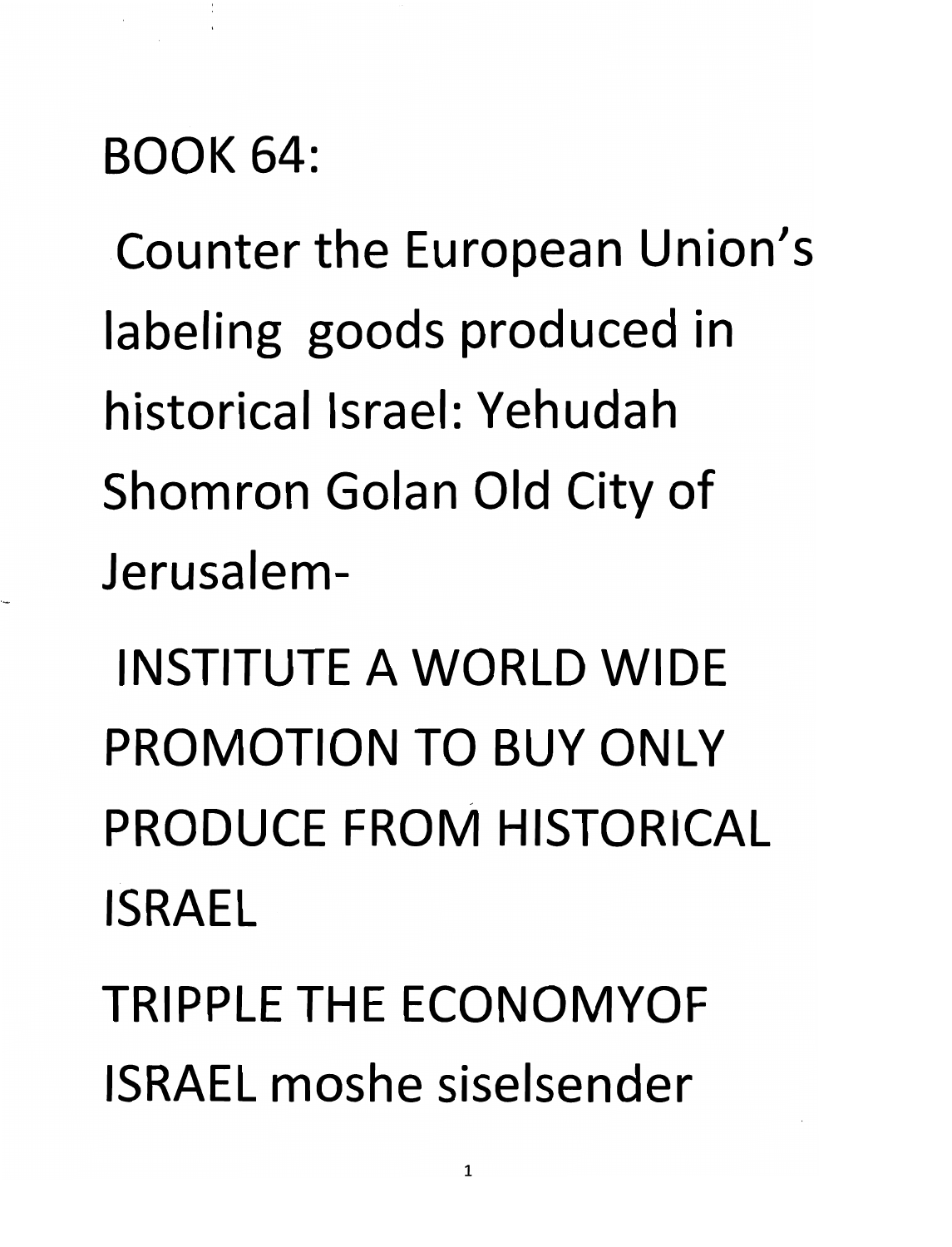# BOOK 64:

Counter the European Union's labeling goods produced in historical Israel: Yehudah Shomron Golan Old City of Jerusalem-

INSTITUTE A WORLD WIDE PROMOTION TO BUY ONLY PRODUCE FROM HISTORICAL ISRAEL

TRIPPLE THE ECONOMYOF ISRAEL moshe siselsender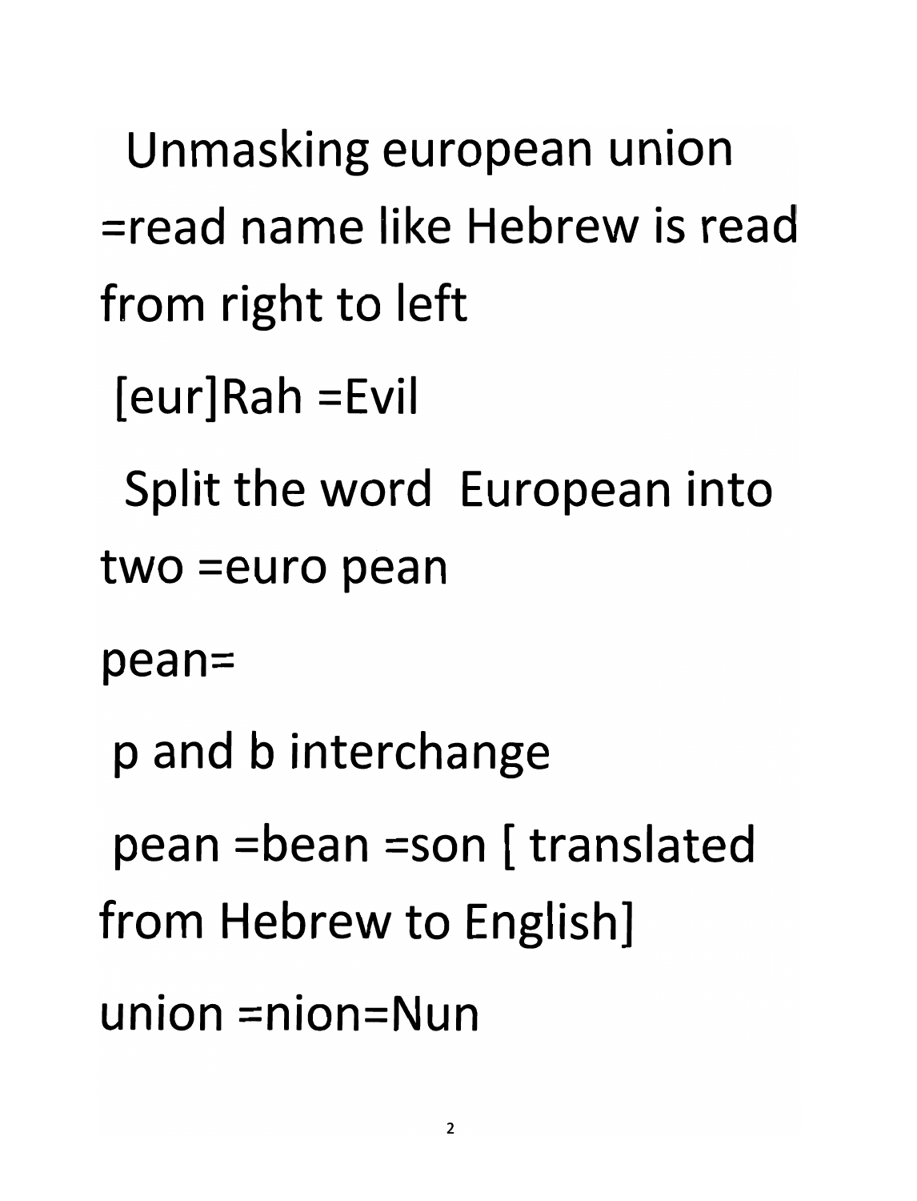Unmasking european union =read name like Hebrew is read from right to left

[eur]Rah =Evil

Split the word European into two =euro pean

pean=

p and b interchange

pean =bean =son [ translated from Hebrew to English]

union =nion=Nun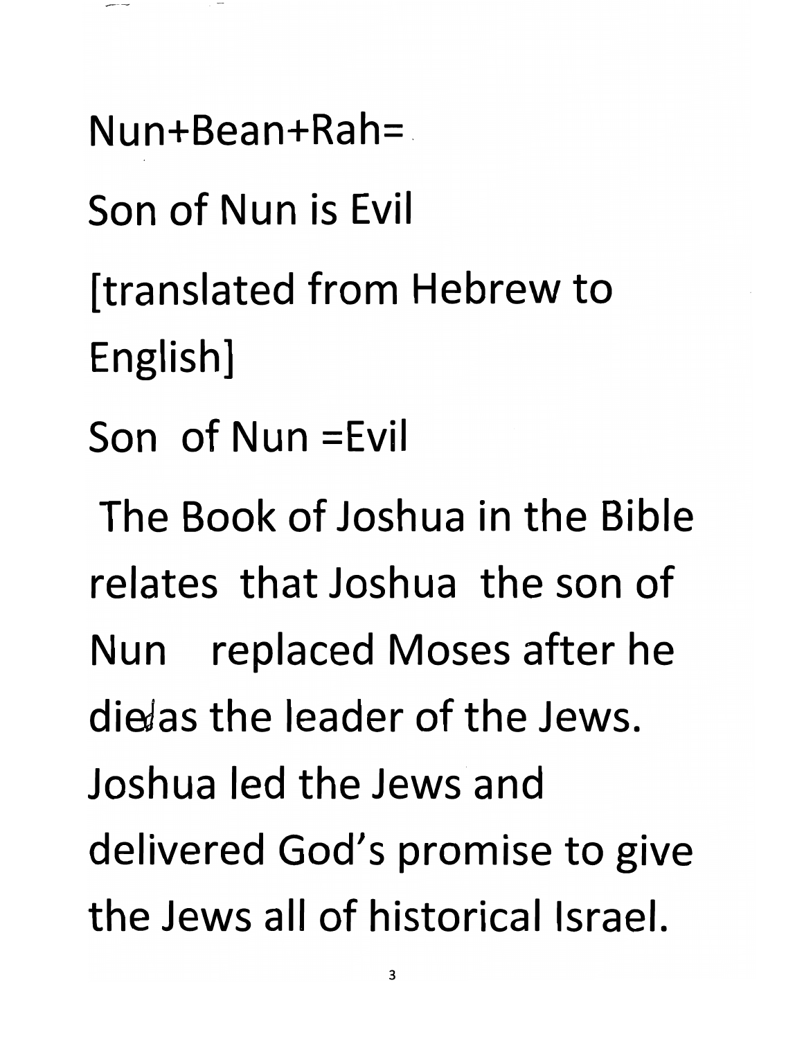Nun+Bean+Rah=

Son of Nun is Evil

[translated from Hebrew to English]

Son of Nun =Evil

The Book of Joshua in the Bible relates that Joshua the son of Nun replaced Moses after he died as the leader of the Jews. Joshua led the Jews and delivered God's promise to give the Jews all of historical Israel.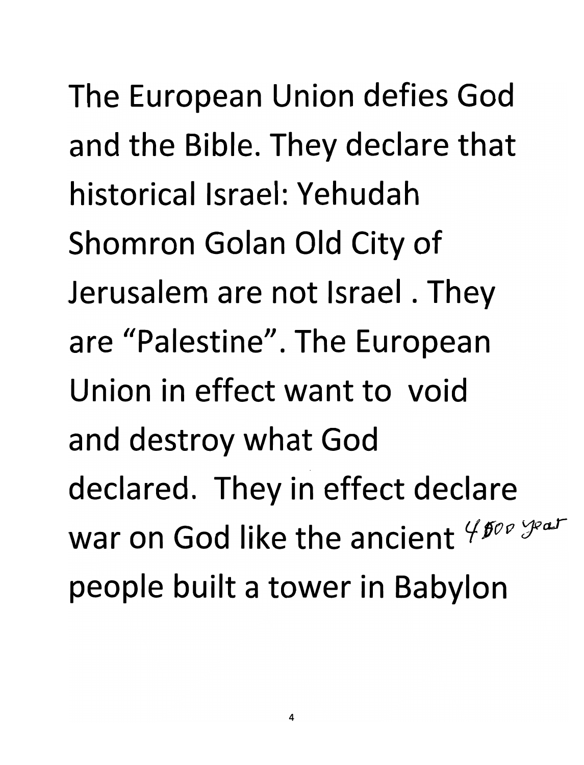The European Union defies God and the Bible. They declare that historical Israel: Yehudah Shomron Golan Old City of Jerusalem are not Israel . They are "Palestine". The European Union in effect want to void and destroy what God declared. They in effect declare war on God like the ancient 4500 year people built a tower in Babylon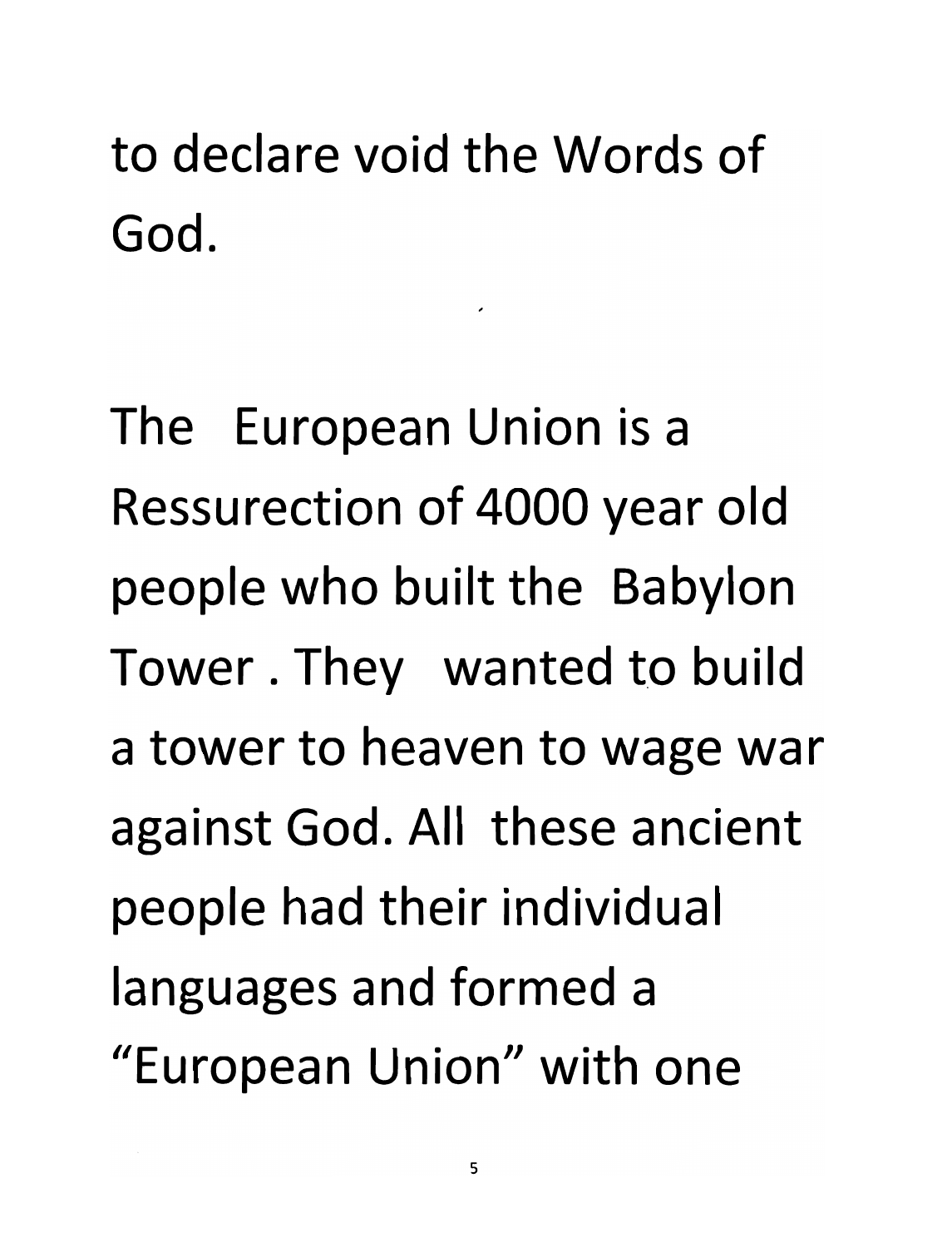to declare void the Words of God.

The European Union is a Ressurection of 4000 year old people who built the Babylon Tower. They wanted to build a tower to heaven to wage war against God. All these ancient people had their individual languages and formed a "European Union" with one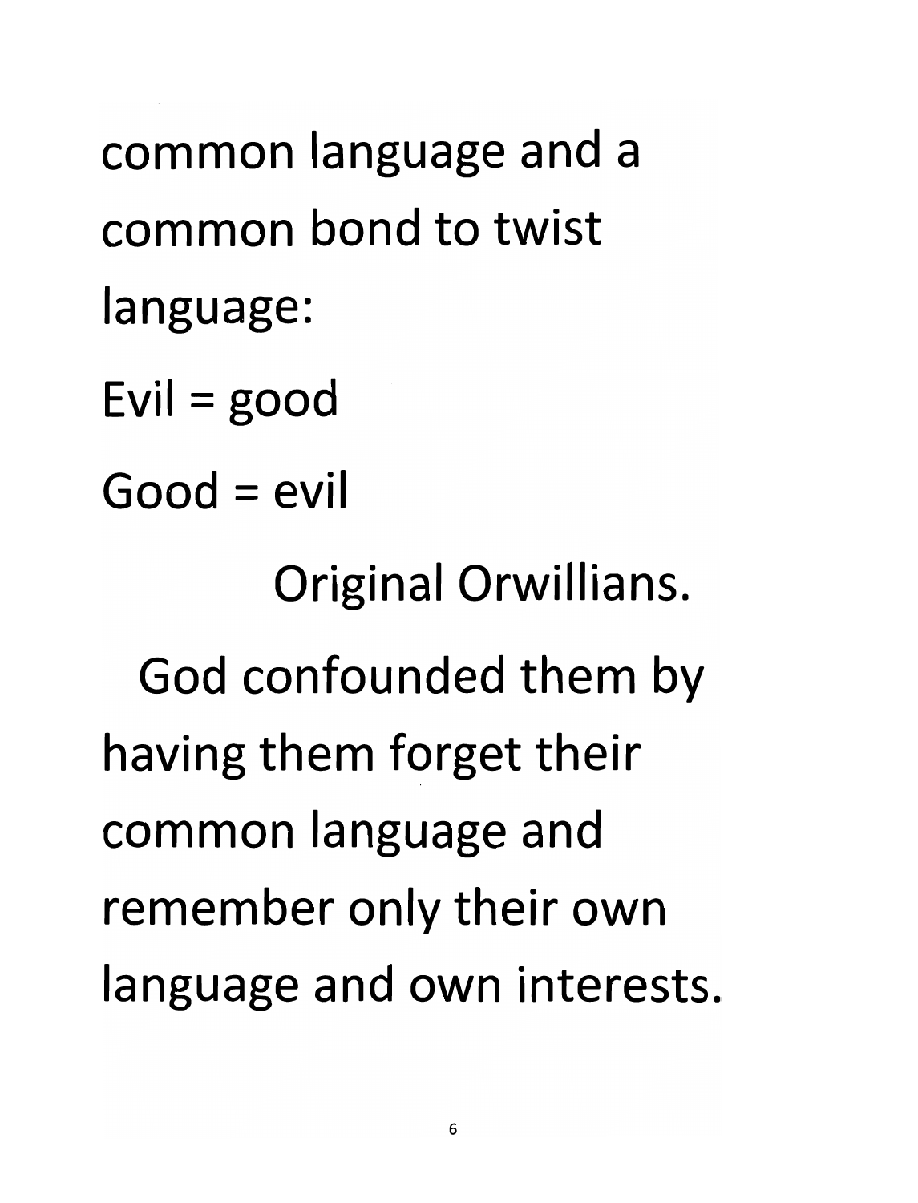common language and a common bond to twist language:

Evil = good

Good = evil

Original Orwillians.

God confounded them by having them forget their common language and remember only their own language and own interests.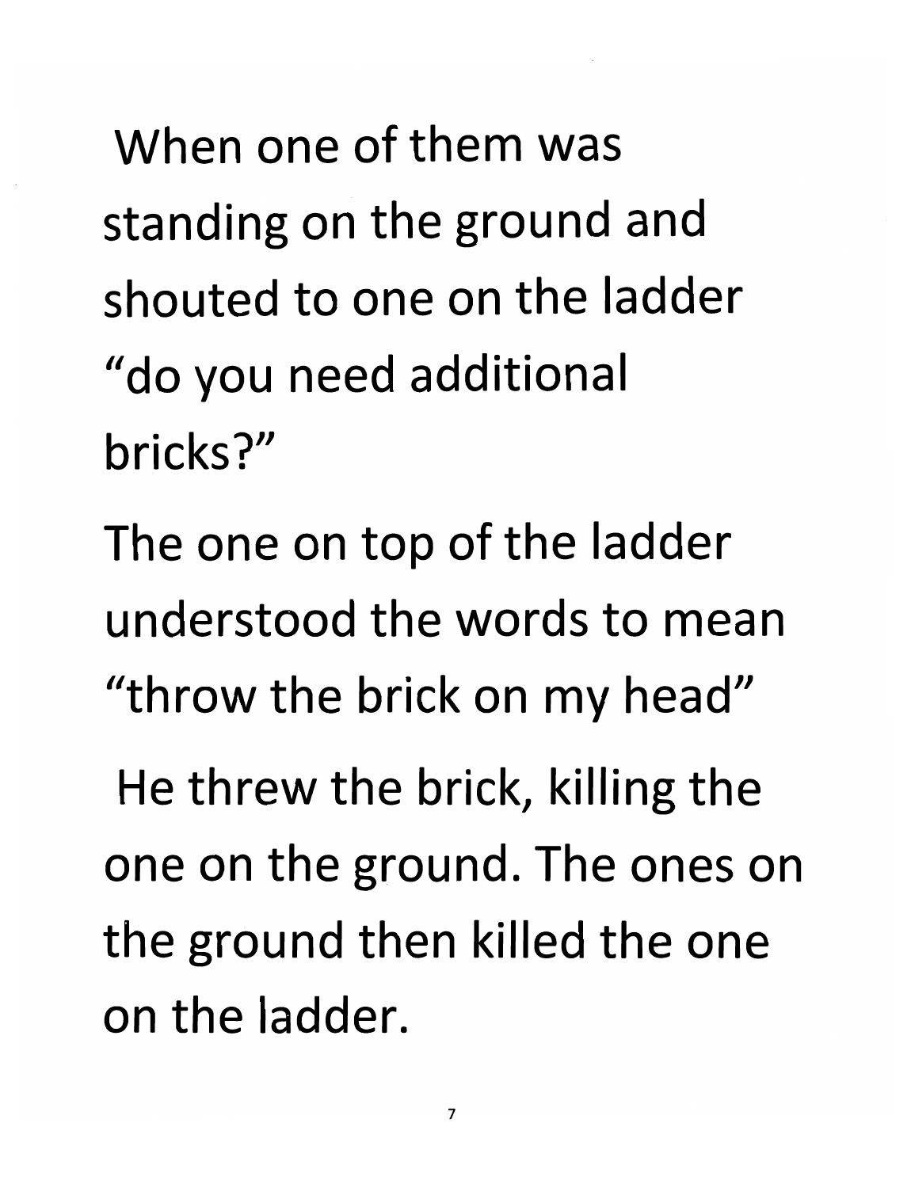When one of them was standing on the ground and shouted to one on the ladder "do you need additional bricks?"

The one on top of the ladder understood the words to mean "throw the brick on my head"

He threw the brick, killing the one on the ground. The ones on the ground then killed the one on the ladder.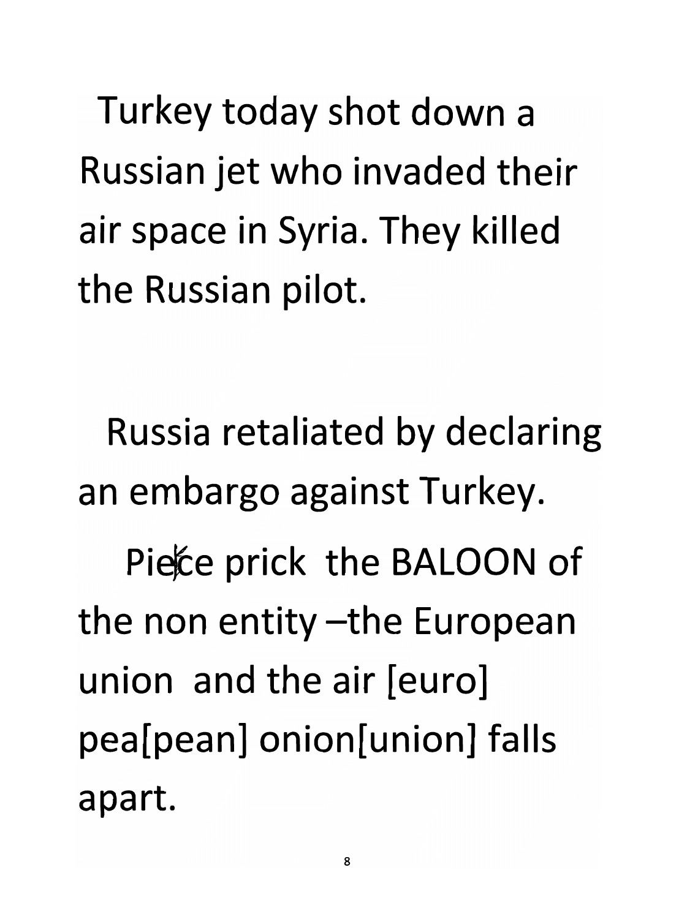Turkey today shot down a Russian jet who invaded their air space in Syria. They killed the Russian pilot.

Russia retaliated by declaring an embargo against Turkey.

Piece prick the BALOON of the non entity –the European union and the air [euro] pea[pean] onion[union] falls apart.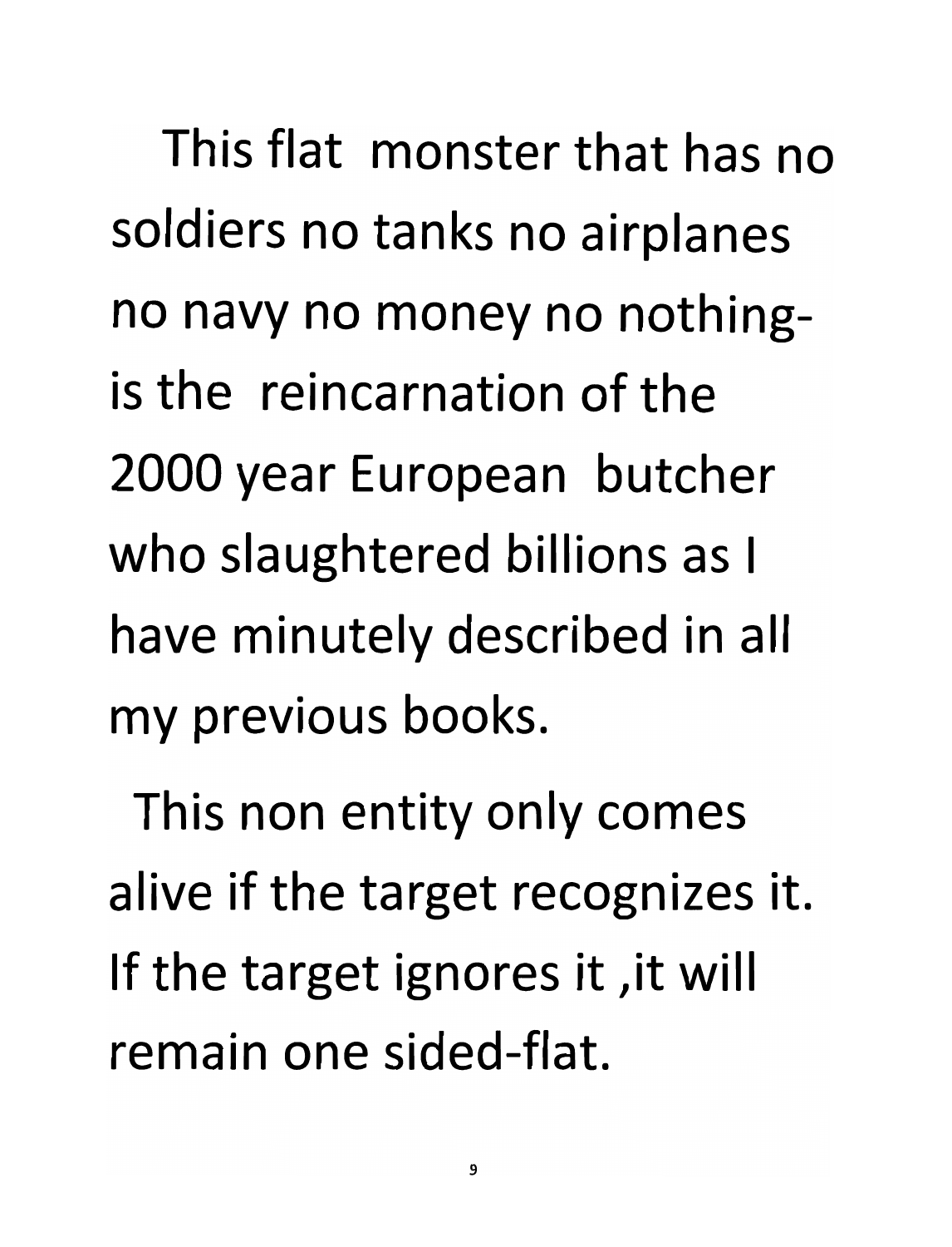This flat monster that has no soldiers no tanks no airplanes no navy no money no nothing- is the reincarnation of the 2000 year European butcher who slaughtered billions as I have minutely described in all my previous books.

This non entity only comes alive if the target recognizes it. If the target ignores it ,it will remain one sided-flat.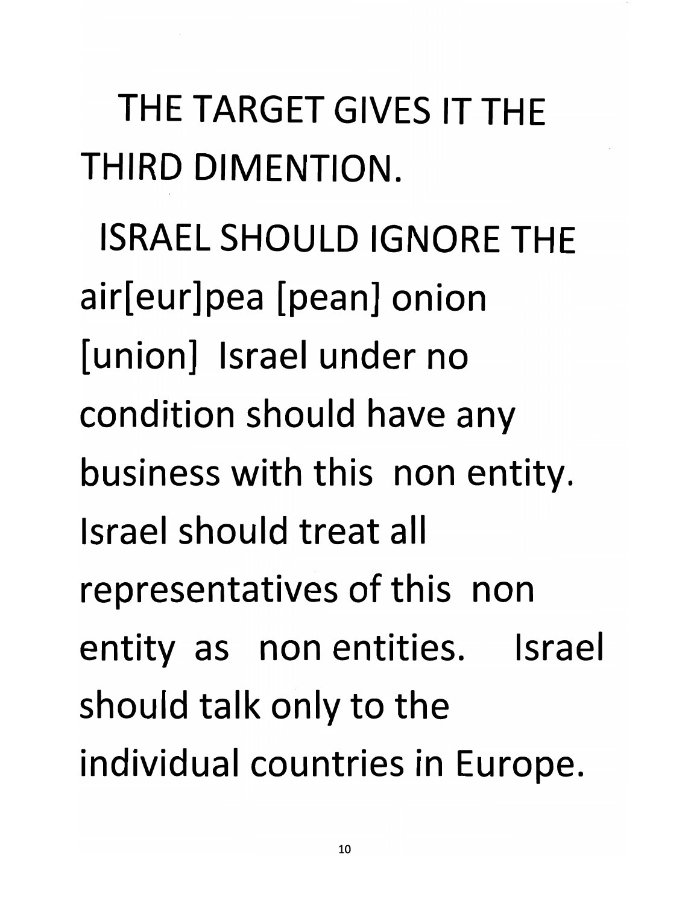THE TARGET GIVES IT THE THIRD DIMENTION.

ISRAEL SHOULD IGNORE THE air[eur]pea [pean] onion [union] Israel under no condition should have any business with this non entity. Israel should treat all representatives of this non entity as non entities. Israel should talk only to the individual countries in Europe.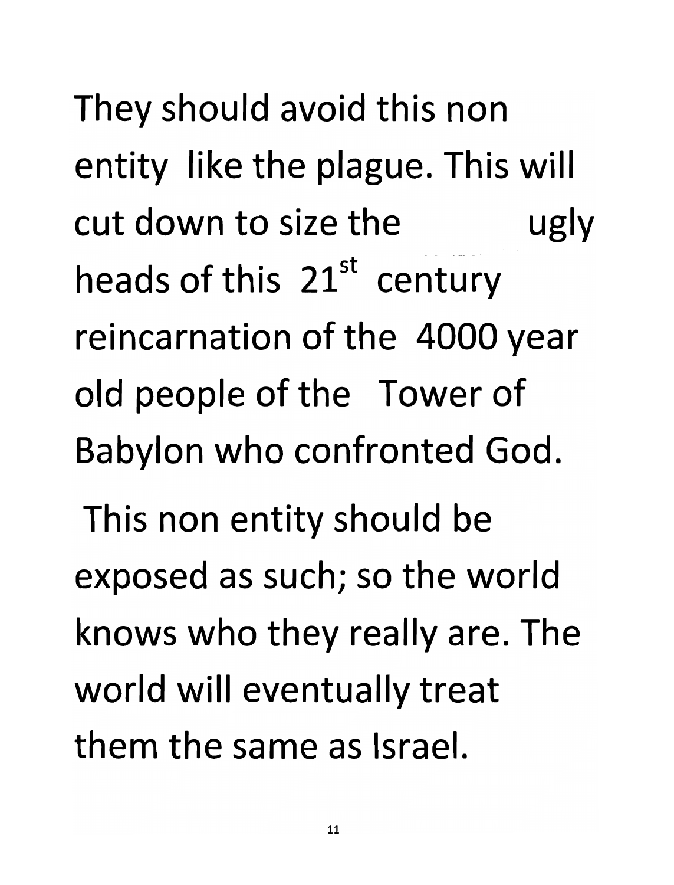They should avoid this non entity like the plague. This will cut down to size the ugly heads of this 21st century reincarnation of the 4000 year old people of the Tower of Babylon who confronted God.

This non entity should be exposed as such; so the world knows who they really are. The world will eventually treat them the same as Israel.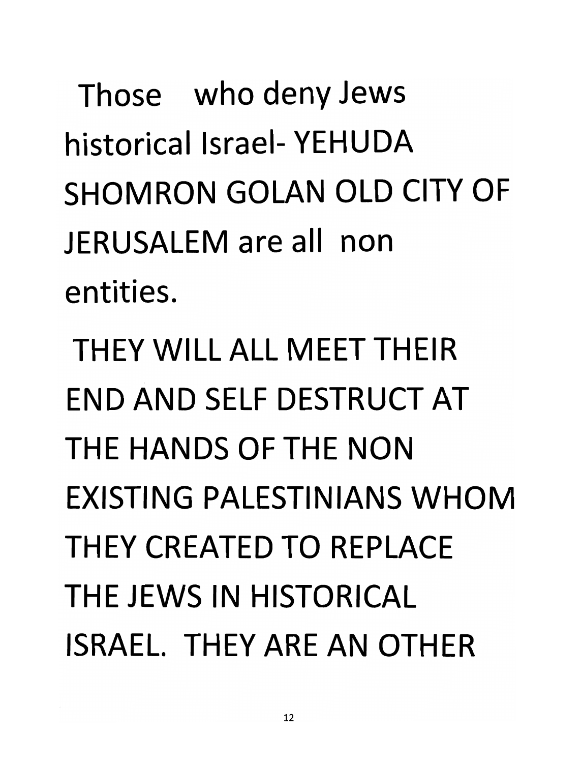Those who deny Jews historical Israel- YEHUDA SHOMRON GOLAN OLD CITY OF JERUSALEM are all non entities.

THEY WILL ALL MEET THEIR END AND SELF DESTRUCT AT THE HANDS OF THE NON EXISTING PALESTINIANS WHOM THEY CREATED TO REPLACE THE JEWS IN HISTORICAL ISRAEL. THEY ARE AN OTHER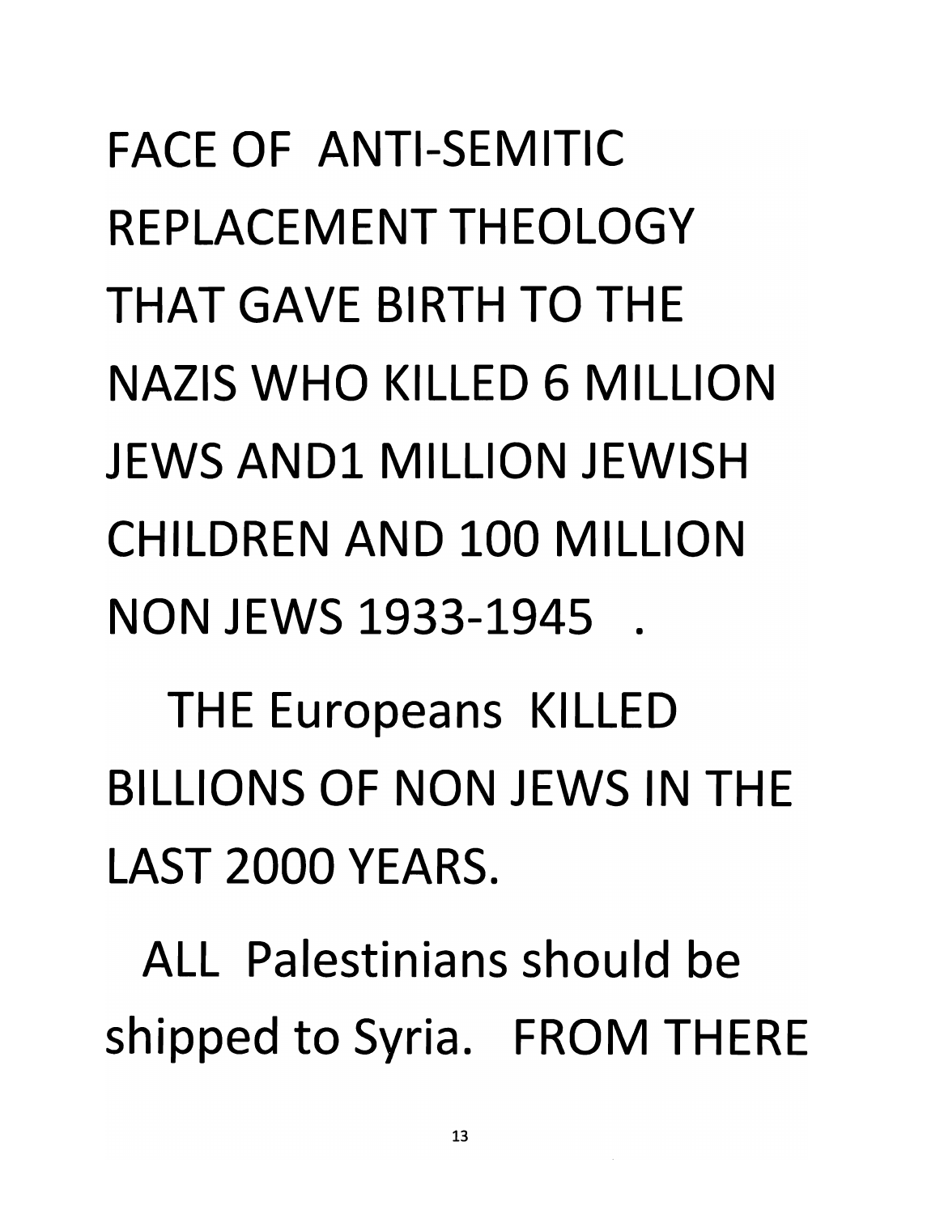FACE OF ANTI-SEMITIC REPLACEMENT THEOLOGY THAT GAVE BIRTH TO THE NAZIS WHO KILLED 6 MILLION JEWS AND1 MILLION JEWISH CHILDREN AND 100 MILLION NON JEWS 1933-1945 .

THE Europeans KILLED BILLIONS OF NON JEWS IN THE LAST 2000 YEARS.

ALL Palestinians should be shipped to Syria. FROM THERE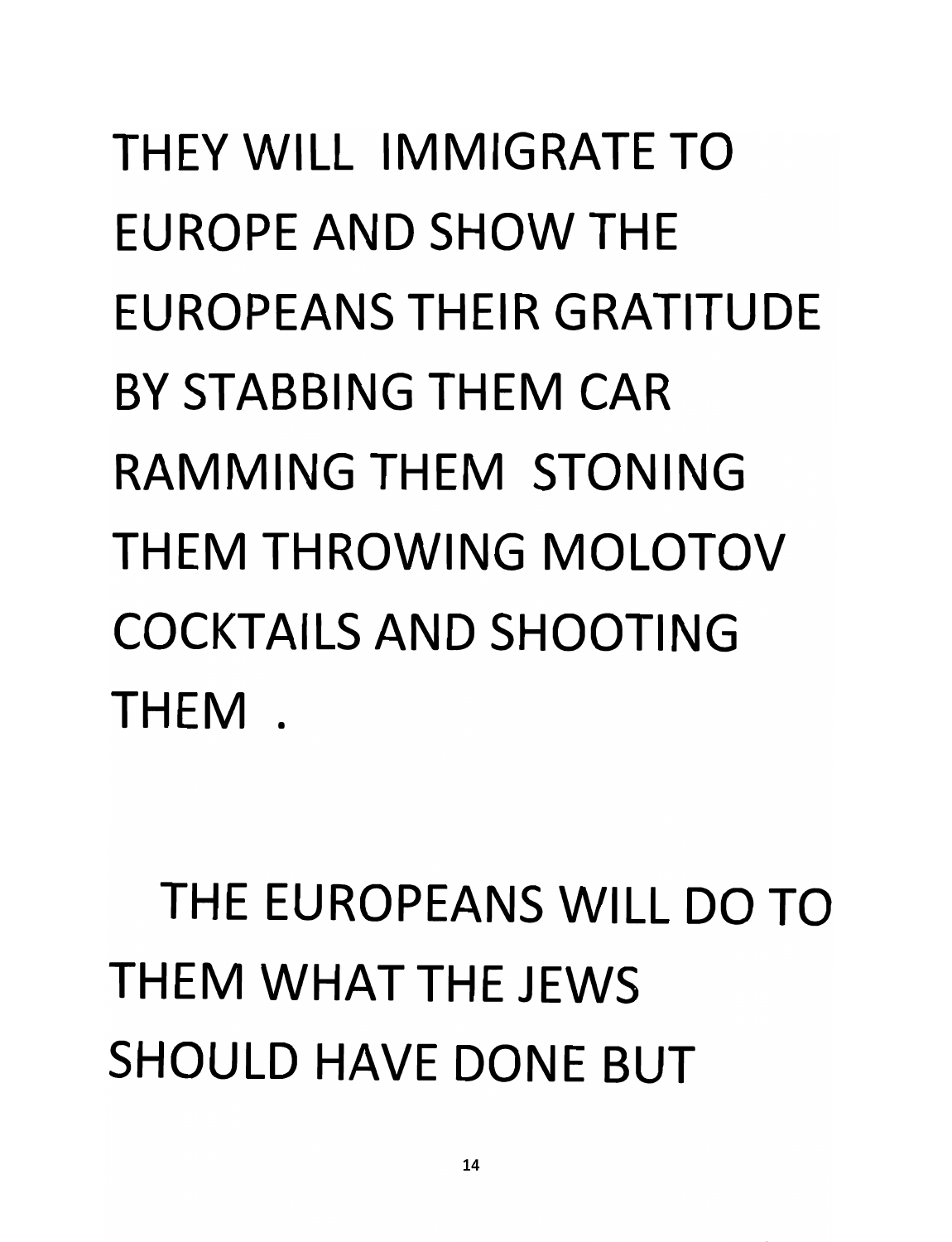THEY WILL IMMIGRATE TO EUROPE AND SHOW THE EUROPEANS THEIR GRATITUDE BY STABBING THEM CAR RAMMING THEM STONING THEM THROWING MOLOTOV COCKTAILS AND SHOOTING THEM .

THE EUROPEANS WILL DO TO THEM WHAT THE JEWS SHOULD HAVE DONE BUT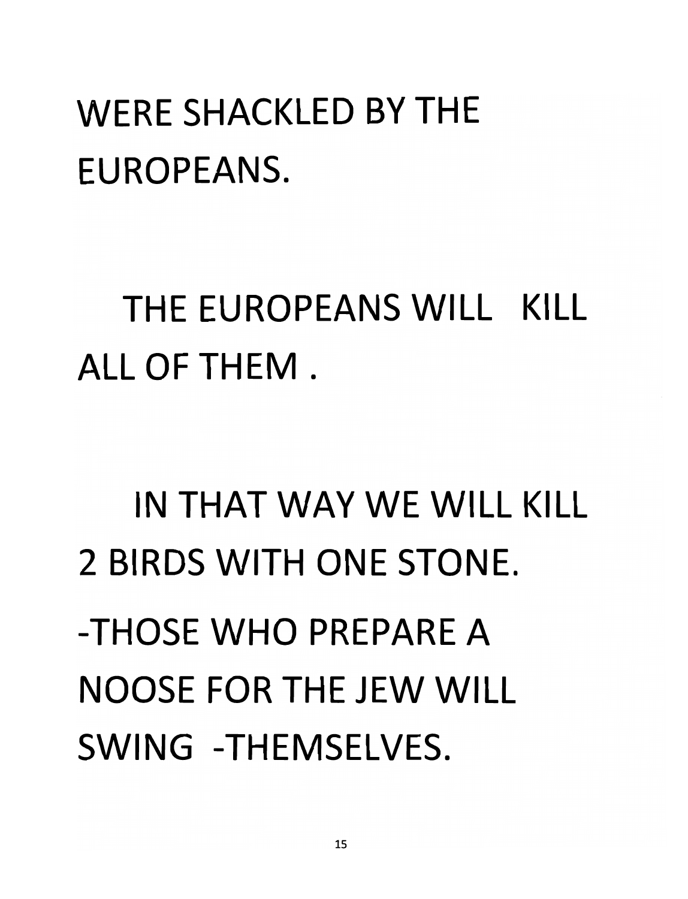WERE SHACKLED BY THE EUROPEANS.

THE EUROPEANS WILL KILL ALL OF THEM .

IN THAT WAY WE WILL KILL 2 BIRDS WITH ONE STONE.

-THOSE WHO PREPARE A NOOSE FOR THE JEW WILL SWING -THEMSELVES.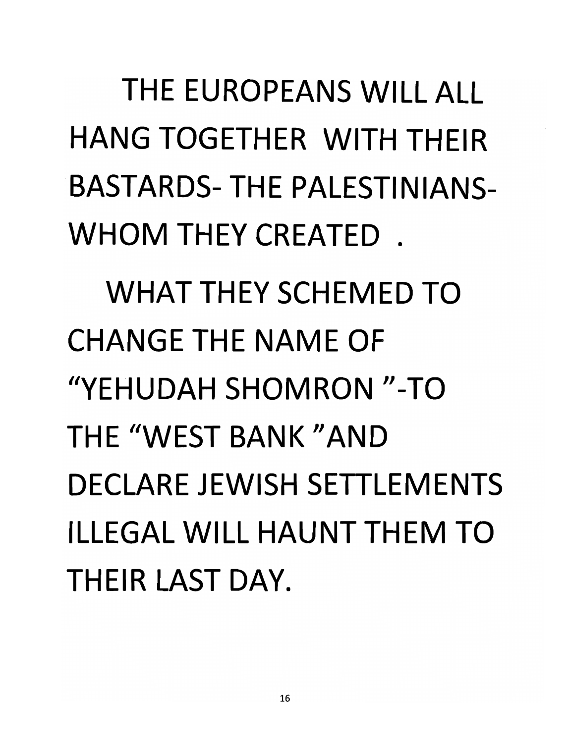THE EUROPEANS WILL ALL HANG TOGETHER WITH THEIR BASTARDS- THE PALESTINIANS- WHOM THEY CREATED .

WHAT THEY SCHEMED TO CHANGE THE NAME OF "YEHUDAH SHOMRON "-TO THE "WEST BANK "AND DECLARE JEWISH SETTLEMENTS ILLEGAL WILL HAUNT THEM TO THEIR LAST DAY.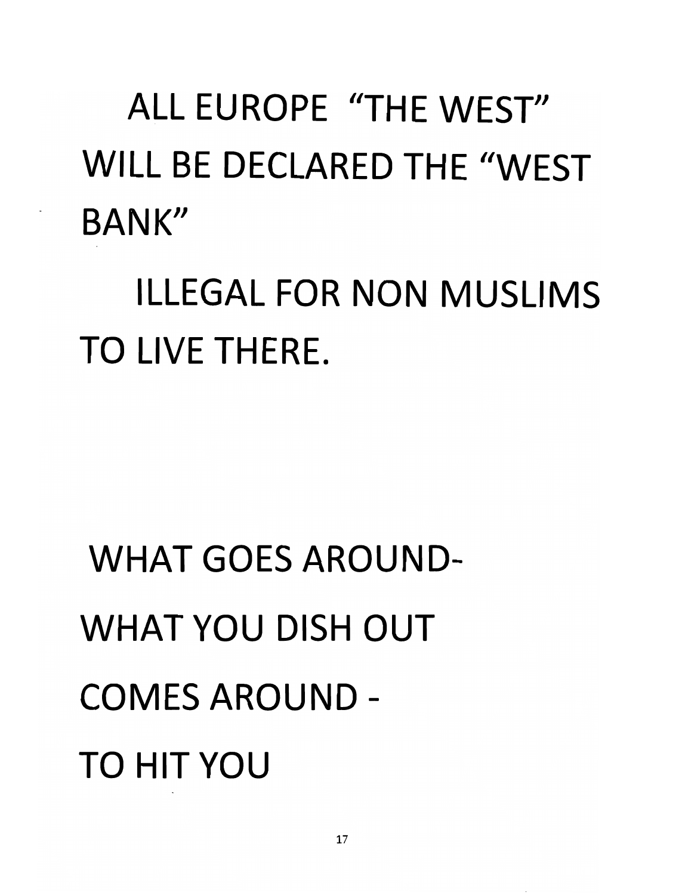ALL EUROPE "THE WEST" WILL BE DECLARED THE "WEST BANK"

ILLEGAL FOR NON MUSLIMS TO LIVE THERE.

WHAT GOES AROUND-
WHAT YOU DISH OUT
COMES AROUND -
TO HIT YOU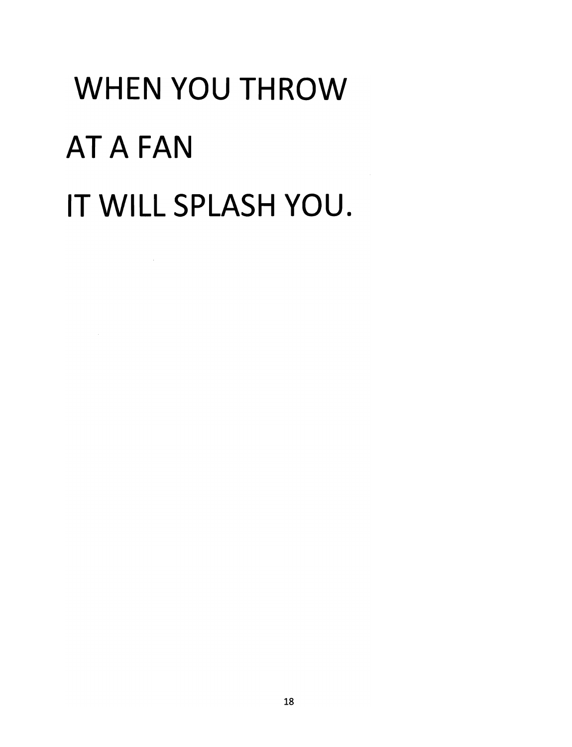WHEN YOU THROW

AT A FAN

IT WILL SPLASH YOU.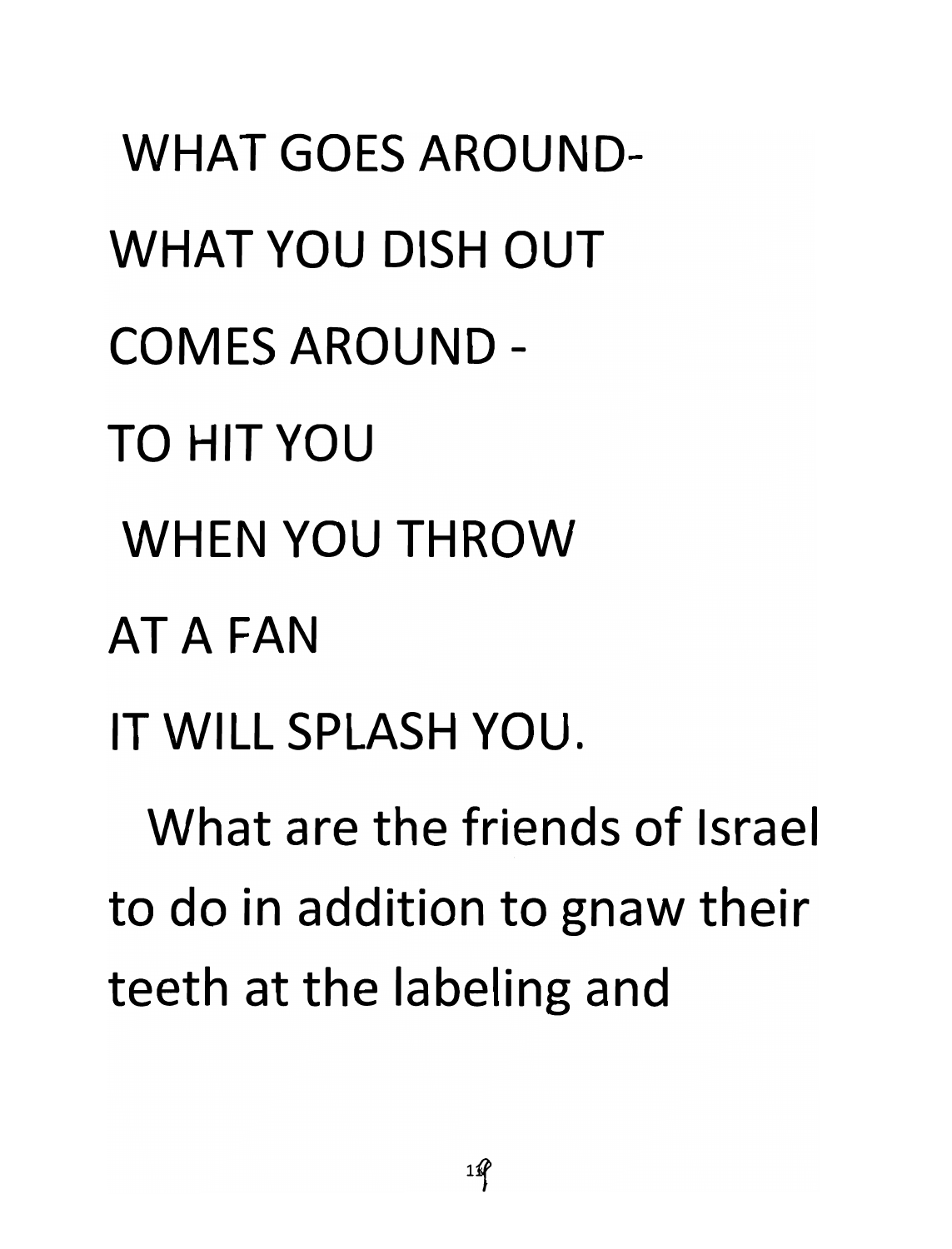WHAT GOES AROUND-

WHAT YOU DISH OUT

COMES AROUND -

TO HIT YOU

WHEN YOU THROW

AT A FAN

IT WILL SPLASH YOU.

What are the friends of Israel to do in addition to gnaw their teeth at the labeling and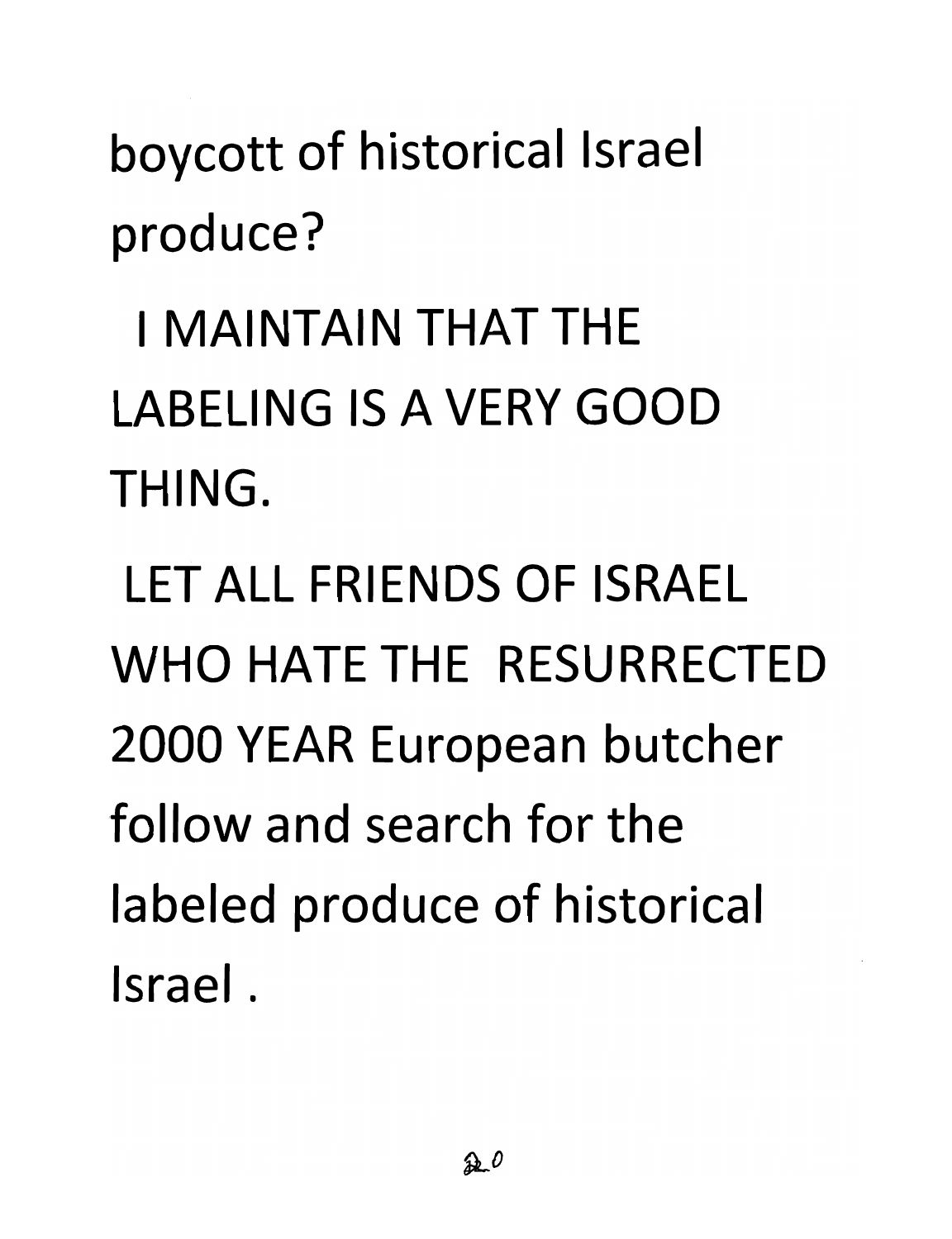boycott of historical Israel produce?

I MAINTAIN THAT THE LABELING IS A VERY GOOD THING.

LET ALL FRIENDS OF ISRAEL WHO HATE THE RESURRECTED 2000 YEAR European butcher follow and search for the labeled produce of historical Israel .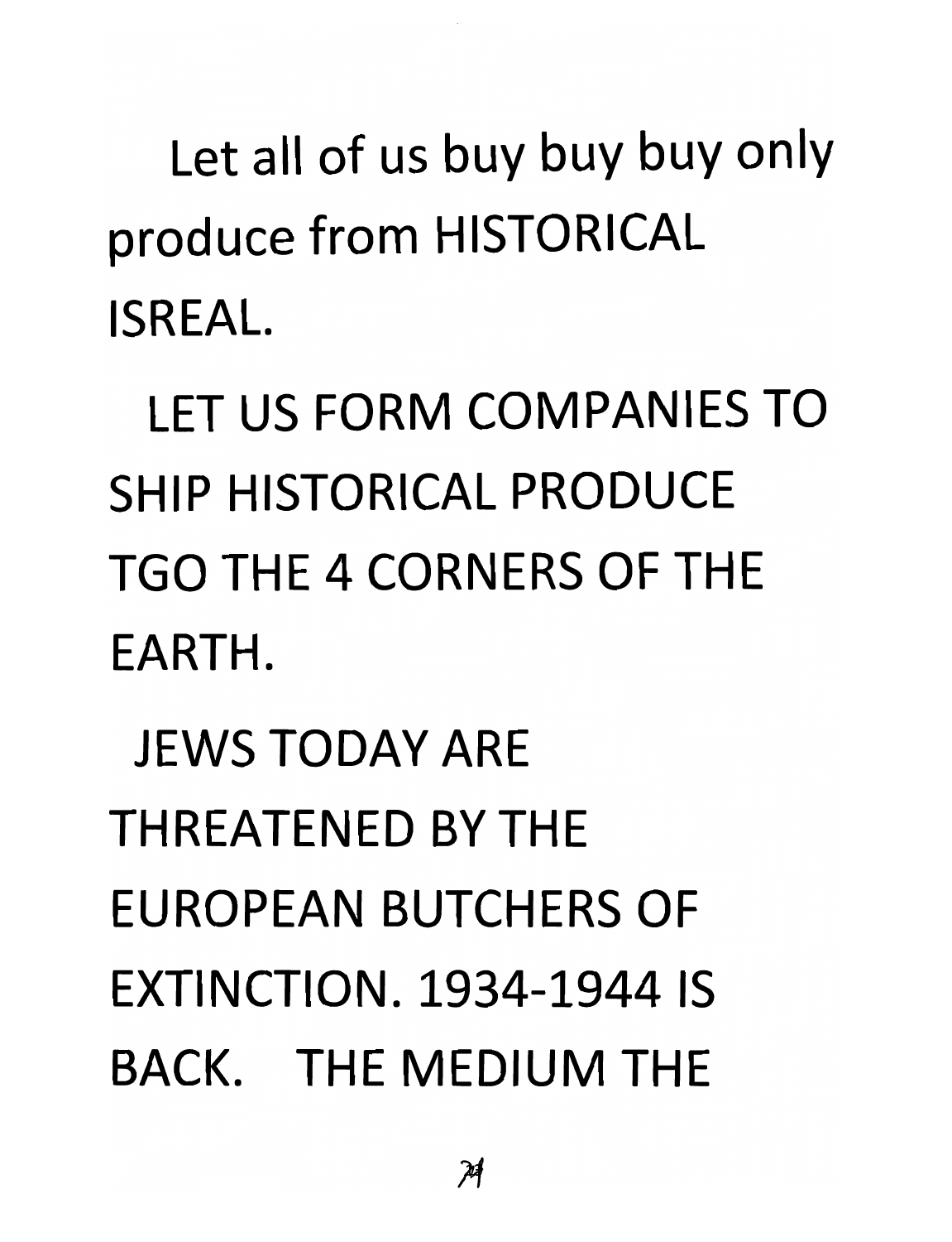Let all of us buy buy buy only produce from HISTORICAL ISREAL.

LET US FORM COMPANIES TO SHIP HISTORICAL PRODUCE TGO THE 4 CORNERS OF THE EARTH.

JEWS TODAY ARE THREATENED BY THE EUROPEAN BUTCHERS OF EXTINCTION. 1934-1944 IS BACK. THE MEDIUM THE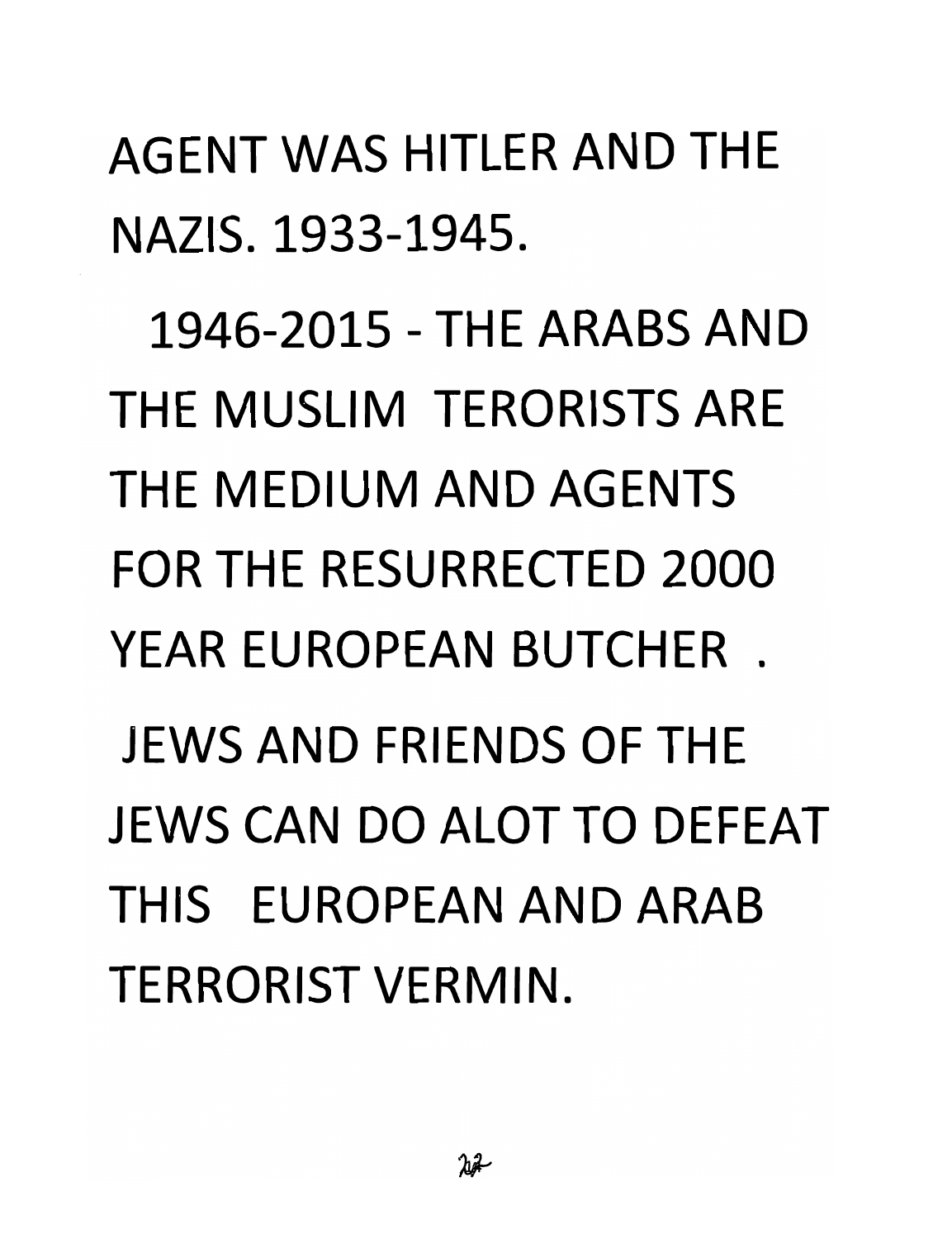AGENT WAS HITLER AND THE NAZIS. 1933-1945.

1946-2015 - THE ARABS AND THE MUSLIM TERORISTS ARE THE MEDIUM AND AGENTS FOR THE RESURRECTED 2000 YEAR EUROPEAN BUTCHER .

JEWS AND FRIENDS OF THE JEWS CAN DO ALOT TO DEFEAT THIS EUROPEAN AND ARAB TERRORIST VERMIN.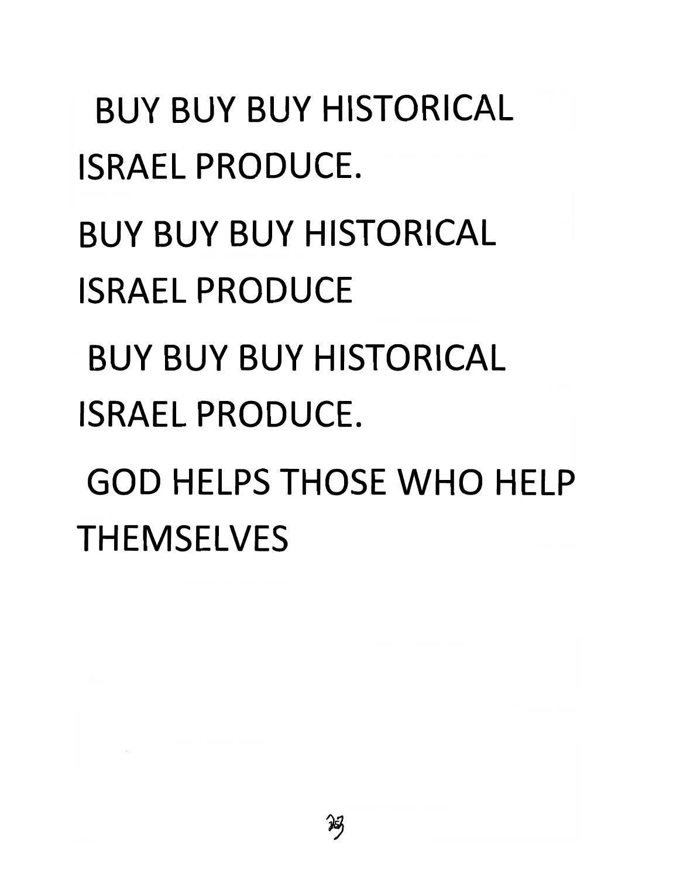BUY BUY BUY HISTORICAL ISRAEL PRODUCE.

BUY BUY BUY HISTORICAL ISRAEL PRODUCE

BUY BUY BUY HISTORICAL ISRAEL PRODUCE.

GOD HELPS THOSE WHO HELP THEMSELVES